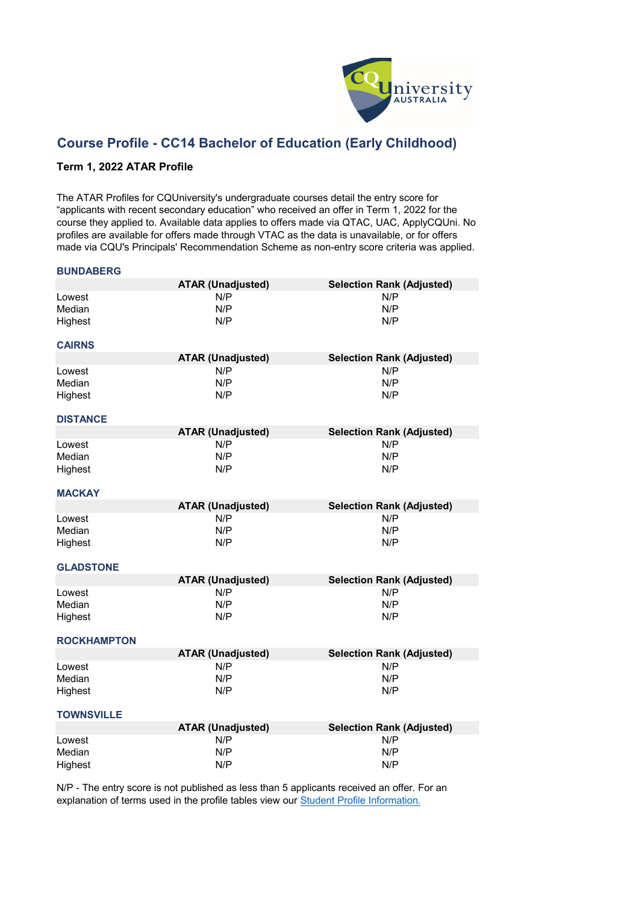# Course Profile - CC14 Bachelor of Education (Early Childhood)

**Term 1, 2022 ATAR Profile**

The ATAR Profiles for CQUniversity's undergraduate courses detail the entry score for "applicants with recent secondary education" who received an offer in Term 1, 2022 for the course they applied to. Available data applies to offers made via QTAC, UAC, ApplyCQUni. No profiles are available for offers made through VTAC as the data is unavailable, or for offers made via CQU's Principals' Recommendation Scheme as non-entry score criteria was applied.

### BUNDABERG

| | ATAR (Unadjusted) | Selection Rank (Adjusted) |
|---|---|---|
| Lowest | N/P | N/P |
| Median | N/P | N/P |
| Highest | N/P | N/P |

### CAIRNS

| | ATAR (Unadjusted) | Selection Rank (Adjusted) |
|---|---|---|
| Lowest | N/P | N/P |
| Median | N/P | N/P |
| Highest | N/P | N/P |

### DISTANCE

| | ATAR (Unadjusted) | Selection Rank (Adjusted) |
|---|---|---|
| Lowest | N/P | N/P |
| Median | N/P | N/P |
| Highest | N/P | N/P |

### MACKAY

| | ATAR (Unadjusted) | Selection Rank (Adjusted) |
|---|---|---|
| Lowest | N/P | N/P |
| Median | N/P | N/P |
| Highest | N/P | N/P |

### GLADSTONE

| | ATAR (Unadjusted) | Selection Rank (Adjusted) |
|---|---|---|
| Lowest | N/P | N/P |
| Median | N/P | N/P |
| Highest | N/P | N/P |

### ROCKHAMPTON

| | ATAR (Unadjusted) | Selection Rank (Adjusted) |
|---|---|---|
| Lowest | N/P | N/P |
| Median | N/P | N/P |
| Highest | N/P | N/P |

### TOWNSVILLE

| | ATAR (Unadjusted) | Selection Rank (Adjusted) |
|---|---|---|
| Lowest | N/P | N/P |
| Median | N/P | N/P |
| Highest | N/P | N/P |

N/P - The entry score is not published as less than 5 applicants received an offer. For an explanation of terms used in the profile tables view our Student Profile Information.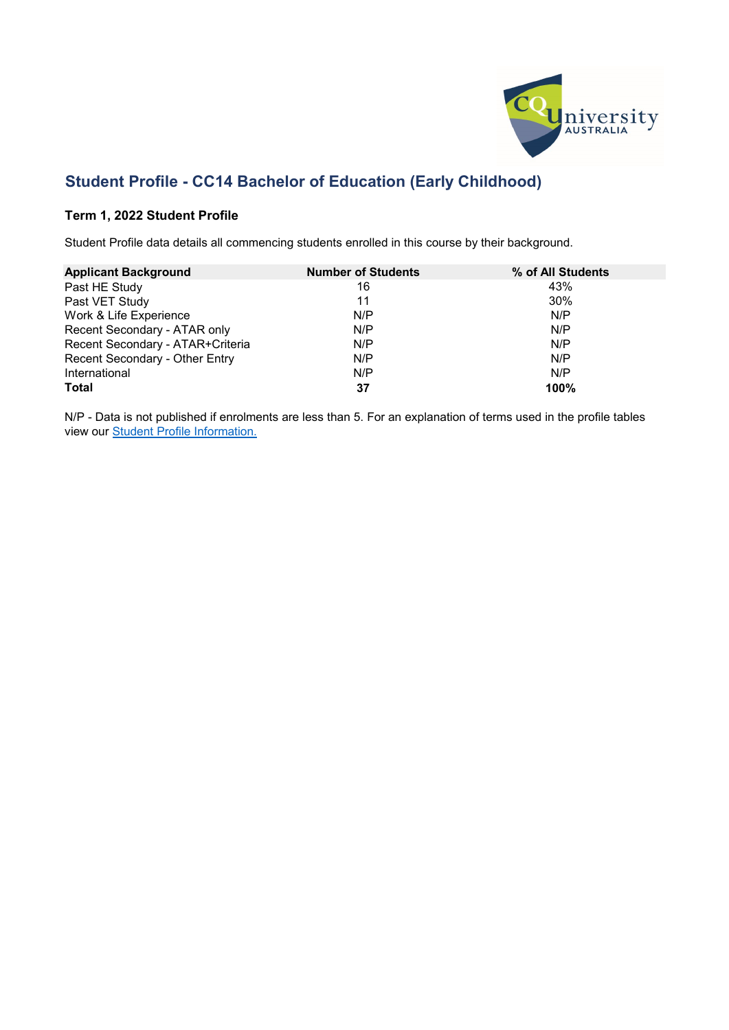# Student Profile - CC14 Bachelor of Education (Early Childhood)

### Term 1, 2022 Student Profile

Student Profile data details all commencing students enrolled in this course by their background.

| Applicant Background | Number of Students | % of All Students |
|---|---|---|
| Past HE Study | 16 | 43% |
| Past VET Study | 11 | 30% |
| Work & Life Experience | N/P | N/P |
| Recent Secondary - ATAR only | N/P | N/P |
| Recent Secondary - ATAR+Criteria | N/P | N/P |
| Recent Secondary - Other Entry | N/P | N/P |
| International | N/P | N/P |
| **Total** | **37** | **100%** |

N/P - Data is not published if enrolments are less than 5. For an explanation of terms used in the profile tables view our Student Profile Information.